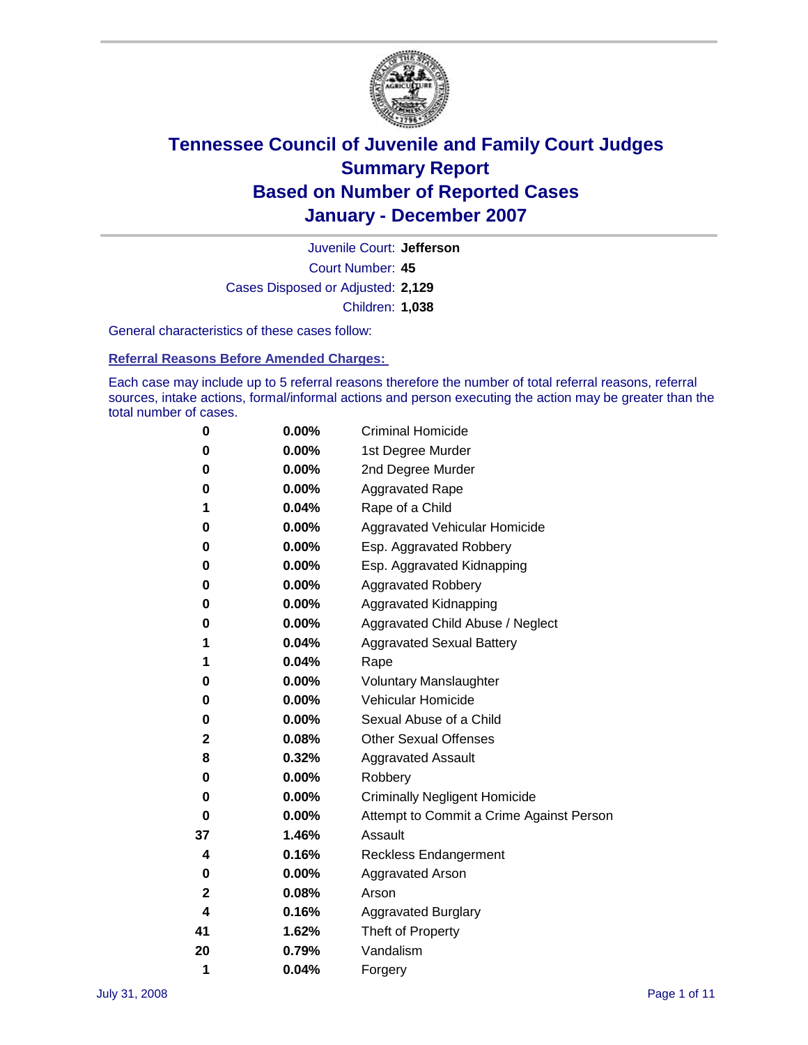# Tennessee Council of Juvenile and Family Court Judges
## Summary Report
## Based on Number of Reported Cases
## January - December 2007

Juvenile Court: **Jefferson**

Court Number: **45**

Cases Disposed or Adjusted: **2,129**

Children: **1,038**

General characteristics of these cases follow:

### Referral Reasons Before Amended Charges:

Each case may include up to 5 referral reasons therefore the number of total referral reasons, referral sources, intake actions, formal/informal actions and person executing the action may be greater than the total number of cases.

| Count | Percent | Referral Reason |
|---|---|---|
| 0 | 0.00% | Criminal Homicide |
| 0 | 0.00% | 1st Degree Murder |
| 0 | 0.00% | 2nd Degree Murder |
| 0 | 0.00% | Aggravated Rape |
| 1 | 0.04% | Rape of a Child |
| 0 | 0.00% | Aggravated Vehicular Homicide |
| 0 | 0.00% | Esp. Aggravated Robbery |
| 0 | 0.00% | Esp. Aggravated Kidnapping |
| 0 | 0.00% | Aggravated Robbery |
| 0 | 0.00% | Aggravated Kidnapping |
| 0 | 0.00% | Aggravated Child Abuse / Neglect |
| 1 | 0.04% | Aggravated Sexual Battery |
| 1 | 0.04% | Rape |
| 0 | 0.00% | Voluntary Manslaughter |
| 0 | 0.00% | Vehicular Homicide |
| 0 | 0.00% | Sexual Abuse of a Child |
| 2 | 0.08% | Other Sexual Offenses |
| 8 | 0.32% | Aggravated Assault |
| 0 | 0.00% | Robbery |
| 0 | 0.00% | Criminally Negligent Homicide |
| 0 | 0.00% | Attempt to Commit a Crime Against Person |
| 37 | 1.46% | Assault |
| 4 | 0.16% | Reckless Endangerment |
| 0 | 0.00% | Aggravated Arson |
| 2 | 0.08% | Arson |
| 4 | 0.16% | Aggravated Burglary |
| 41 | 1.62% | Theft of Property |
| 20 | 0.79% | Vandalism |
| 1 | 0.04% | Forgery |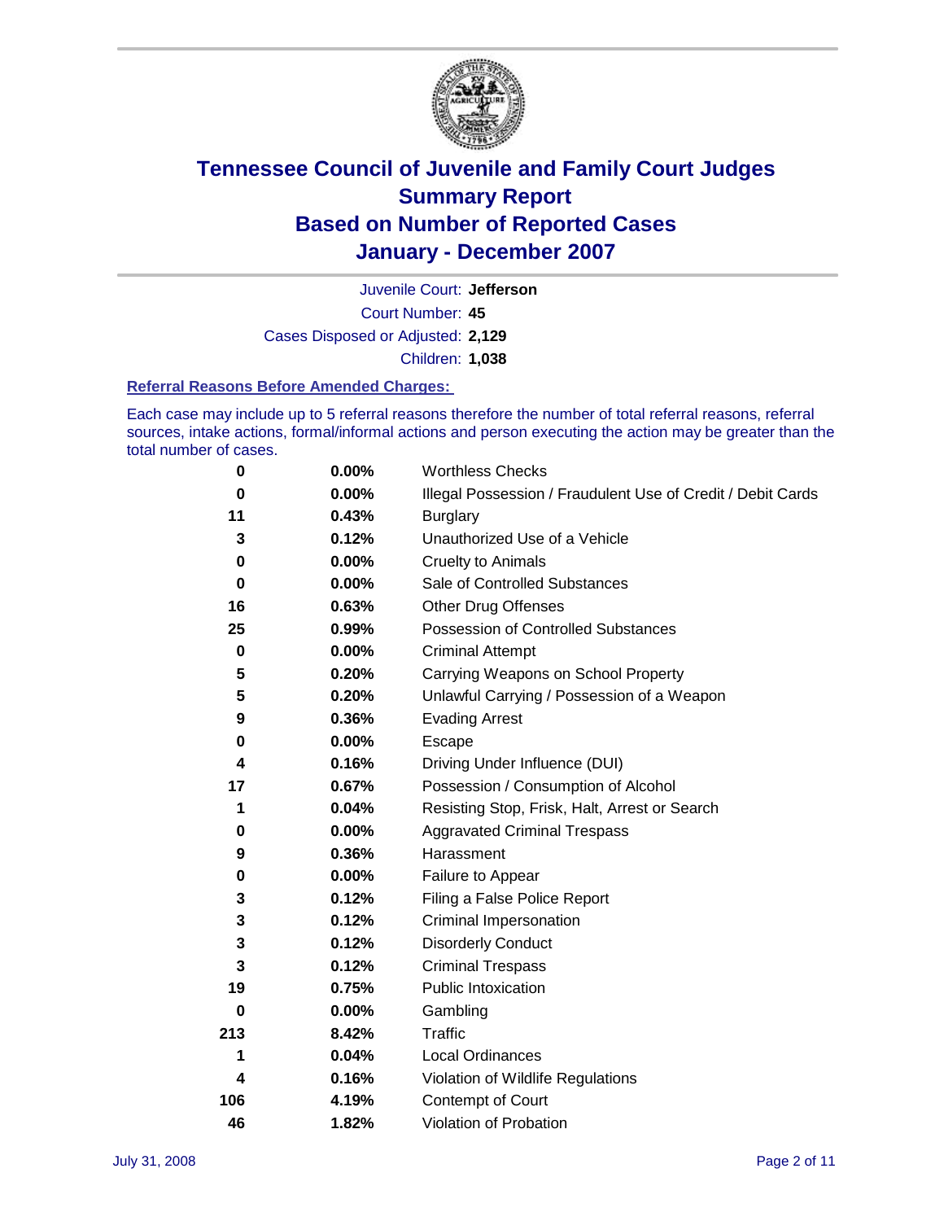# Tennessee Council of Juvenile and Family Court Judges
## Summary Report
## Based on Number of Reported Cases
## January - December 2007

Juvenile Court: **Jefferson**
Court Number: **45**
Cases Disposed or Adjusted: **2,129**
Children: **1,038**

### Referral Reasons Before Amended Charges:

Each case may include up to 5 referral reasons therefore the number of total referral reasons, referral sources, intake actions, formal/informal actions and person executing the action may be greater than the total number of cases.

| Count | Percent | Referral Reason |
|---|---|---|
| 0 | 0.00% | Worthless Checks |
| 0 | 0.00% | Illegal Possession / Fraudulent Use of Credit / Debit Cards |
| 11 | 0.43% | Burglary |
| 3 | 0.12% | Unauthorized Use of a Vehicle |
| 0 | 0.00% | Cruelty to Animals |
| 0 | 0.00% | Sale of Controlled Substances |
| 16 | 0.63% | Other Drug Offenses |
| 25 | 0.99% | Possession of Controlled Substances |
| 0 | 0.00% | Criminal Attempt |
| 5 | 0.20% | Carrying Weapons on School Property |
| 5 | 0.20% | Unlawful Carrying / Possession of a Weapon |
| 9 | 0.36% | Evading Arrest |
| 0 | 0.00% | Escape |
| 4 | 0.16% | Driving Under Influence (DUI) |
| 17 | 0.67% | Possession / Consumption of Alcohol |
| 1 | 0.04% | Resisting Stop, Frisk, Halt, Arrest or Search |
| 0 | 0.00% | Aggravated Criminal Trespass |
| 9 | 0.36% | Harassment |
| 0 | 0.00% | Failure to Appear |
| 3 | 0.12% | Filing a False Police Report |
| 3 | 0.12% | Criminal Impersonation |
| 3 | 0.12% | Disorderly Conduct |
| 3 | 0.12% | Criminal Trespass |
| 19 | 0.75% | Public Intoxication |
| 0 | 0.00% | Gambling |
| 213 | 8.42% | Traffic |
| 1 | 0.04% | Local Ordinances |
| 4 | 0.16% | Violation of Wildlife Regulations |
| 106 | 4.19% | Contempt of Court |
| 46 | 1.82% | Violation of Probation |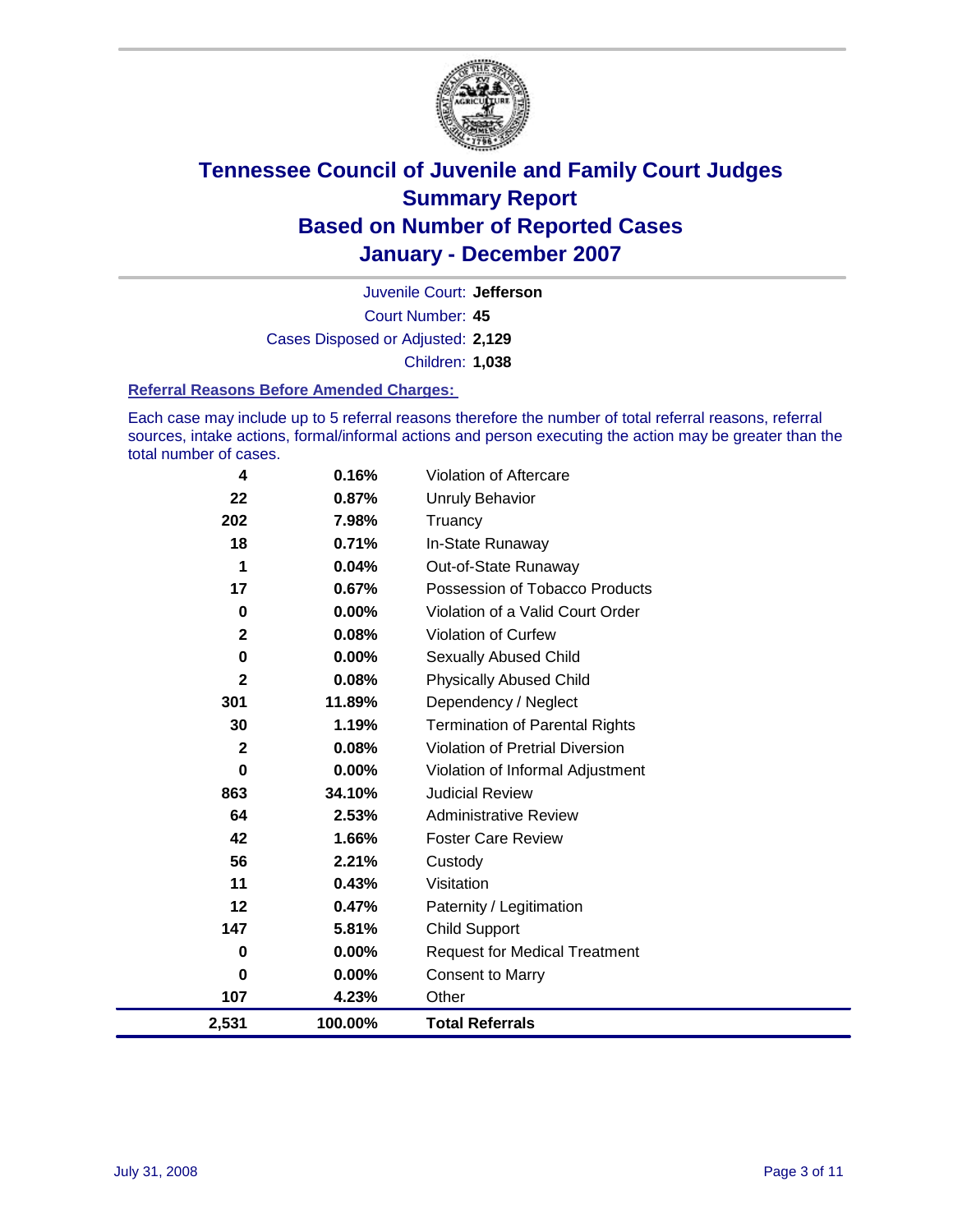# Tennessee Council of Juvenile and Family Court Judges Summary Report Based on Number of Reported Cases January - December 2007

Juvenile Court: **Jefferson**

Court Number: **45**

Cases Disposed or Adjusted: **2,129**

Children: **1,038**

### Referral Reasons Before Amended Charges:

Each case may include up to 5 referral reasons therefore the number of total referral reasons, referral sources, intake actions, formal/informal actions and person executing the action may be greater than the total number of cases.

| Count | Percent | Referral Reason |
|---|---|---|
| 4 | 0.16% | Violation of Aftercare |
| 22 | 0.87% | Unruly Behavior |
| 202 | 7.98% | Truancy |
| 18 | 0.71% | In-State Runaway |
| 1 | 0.04% | Out-of-State Runaway |
| 17 | 0.67% | Possession of Tobacco Products |
| 0 | 0.00% | Violation of a Valid Court Order |
| 2 | 0.08% | Violation of Curfew |
| 0 | 0.00% | Sexually Abused Child |
| 2 | 0.08% | Physically Abused Child |
| 301 | 11.89% | Dependency / Neglect |
| 30 | 1.19% | Termination of Parental Rights |
| 2 | 0.08% | Violation of Pretrial Diversion |
| 0 | 0.00% | Violation of Informal Adjustment |
| 863 | 34.10% | Judicial Review |
| 64 | 2.53% | Administrative Review |
| 42 | 1.66% | Foster Care Review |
| 56 | 2.21% | Custody |
| 11 | 0.43% | Visitation |
| 12 | 0.47% | Paternity / Legitimation |
| 147 | 5.81% | Child Support |
| 0 | 0.00% | Request for Medical Treatment |
| 0 | 0.00% | Consent to Marry |
| 107 | 4.23% | Other |
| **2,531** | **100.00%** | **Total Referrals** |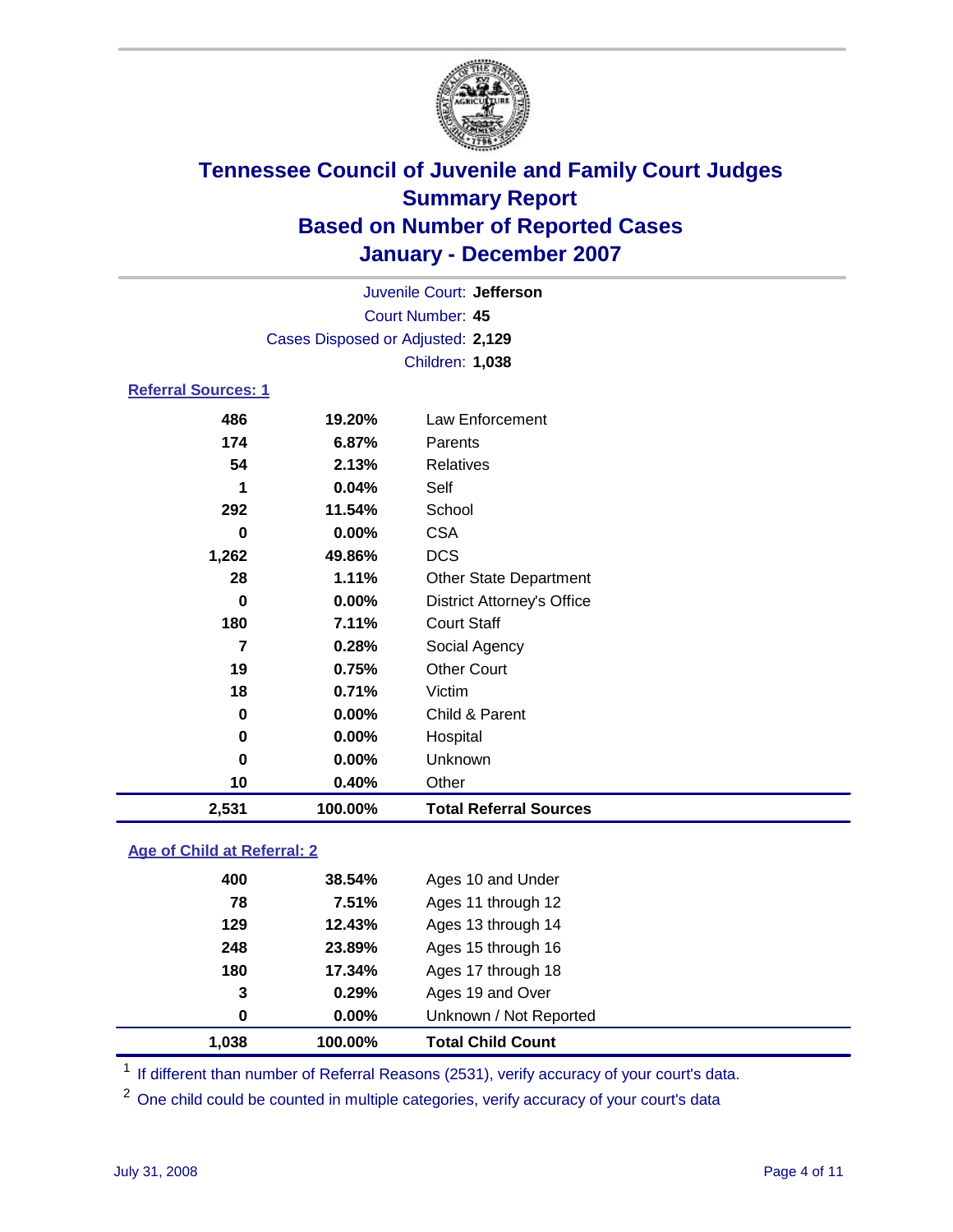# Tennessee Council of Juvenile and Family Court Judges
## Summary Report
## Based on Number of Reported Cases
## January - December 2007

Juvenile Court: **Jefferson**
Court Number: **45**
Cases Disposed or Adjusted: **2,129**
Children: **1,038**

### Referral Sources: 1

| | | |
|---|---|---|
| 486 | 19.20% | Law Enforcement |
| 174 | 6.87% | Parents |
| 54 | 2.13% | Relatives |
| 1 | 0.04% | Self |
| 292 | 11.54% | School |
| 0 | 0.00% | CSA |
| 1,262 | 49.86% | DCS |
| 28 | 1.11% | Other State Department |
| 0 | 0.00% | District Attorney's Office |
| 180 | 7.11% | Court Staff |
| 7 | 0.28% | Social Agency |
| 19 | 0.75% | Other Court |
| 18 | 0.71% | Victim |
| 0 | 0.00% | Child & Parent |
| 0 | 0.00% | Hospital |
| 0 | 0.00% | Unknown |
| 10 | 0.40% | Other |
| **2,531** | **100.00%** | **Total Referral Sources** |

### Age of Child at Referral: 2

| | | |
|---|---|---|
| 400 | 38.54% | Ages 10 and Under |
| 78 | 7.51% | Ages 11 through 12 |
| 129 | 12.43% | Ages 13 through 14 |
| 248 | 23.89% | Ages 15 through 16 |
| 180 | 17.34% | Ages 17 through 18 |
| 3 | 0.29% | Ages 19 and Over |
| 0 | 0.00% | Unknown / Not Reported |
| **1,038** | **100.00%** | **Total Child Count** |

[1] If different than number of Referral Reasons (2531), verify accuracy of your court's data.

[2] One child could be counted in multiple categories, verify accuracy of your court's data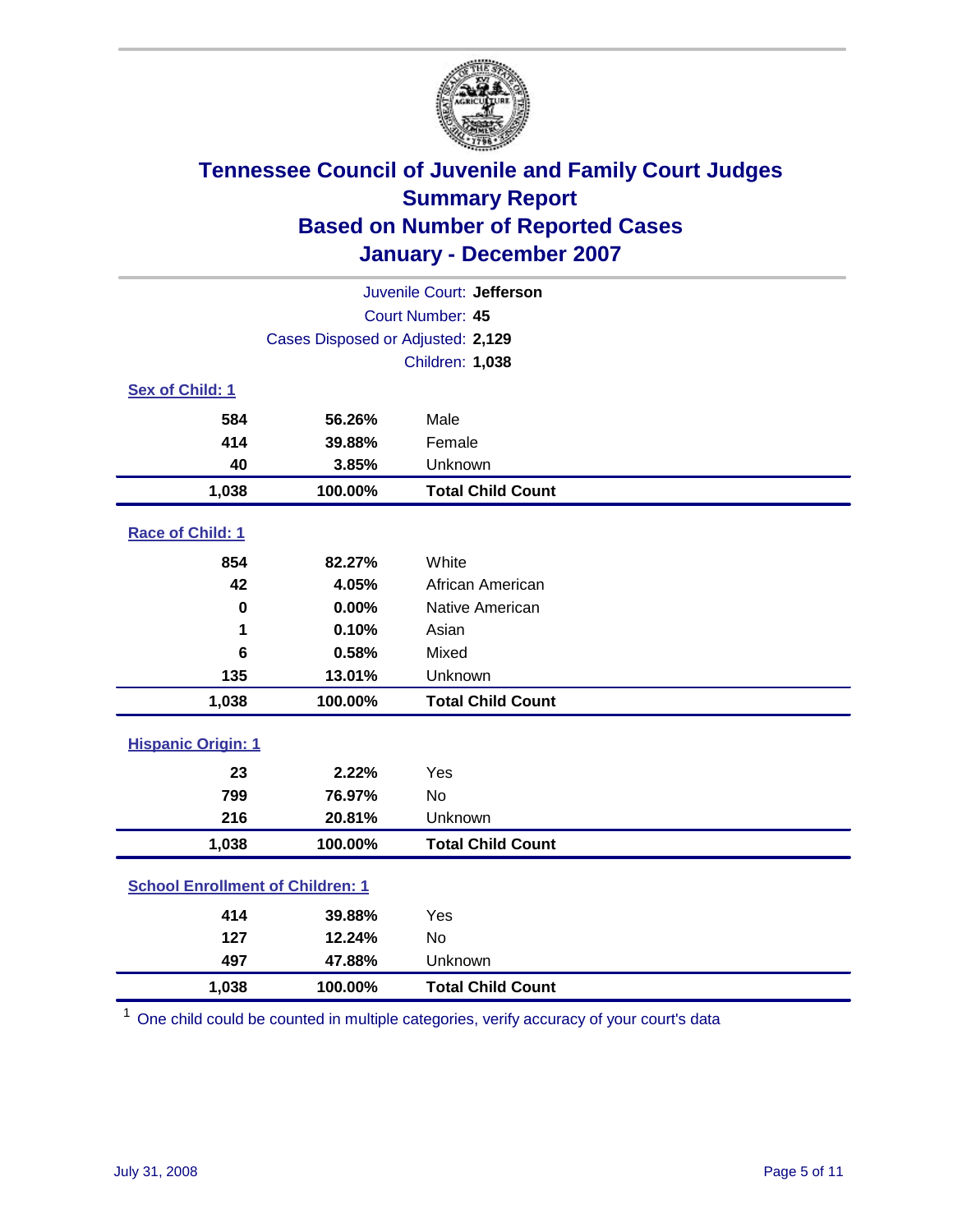# Tennessee Council of Juvenile and Family Court Judges
## Summary Report
## Based on Number of Reported Cases
## January - December 2007

Juvenile Court: **Jefferson**
Court Number: **45**
Cases Disposed or Adjusted: **2,129**
Children: **1,038**

### Sex of Child: 1

| | | |
|---|---|---|
| 584 | 56.26% | Male |
| 414 | 39.88% | Female |
| 40 | 3.85% | Unknown |
| **1,038** | **100.00%** | **Total Child Count** |

### Race of Child: 1

| | | |
|---|---|---|
| 854 | 82.27% | White |
| 42 | 4.05% | African American |
| 0 | 0.00% | Native American |
| 1 | 0.10% | Asian |
| 6 | 0.58% | Mixed |
| 135 | 13.01% | Unknown |
| **1,038** | **100.00%** | **Total Child Count** |

### Hispanic Origin: 1

| | | |
|---|---|---|
| 23 | 2.22% | Yes |
| 799 | 76.97% | No |
| 216 | 20.81% | Unknown |
| **1,038** | **100.00%** | **Total Child Count** |

### School Enrollment of Children: 1

| | | |
|---|---|---|
| 414 | 39.88% | Yes |
| 127 | 12.24% | No |
| 497 | 47.88% | Unknown |
| **1,038** | **100.00%** | **Total Child Count** |

[1] One child could be counted in multiple categories, verify accuracy of your court's data

July 31, 2008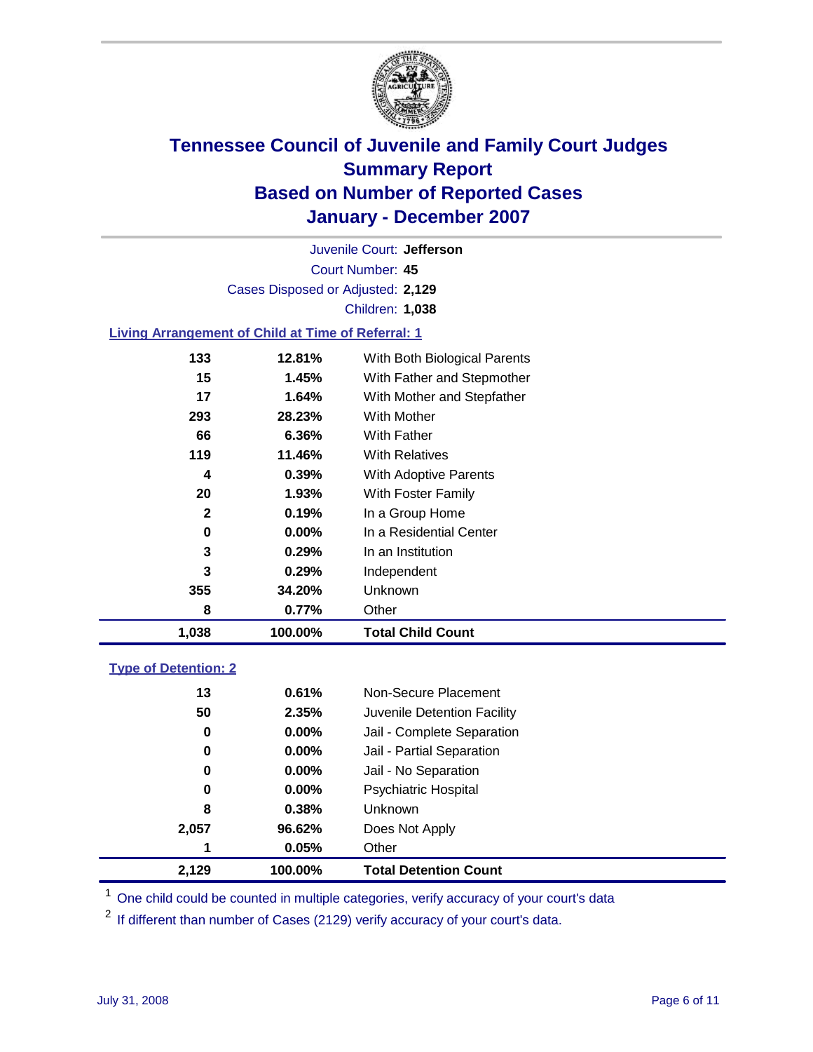# Tennessee Council of Juvenile and Family Court Judges
## Summary Report
## Based on Number of Reported Cases
## January - December 2007

Juvenile Court: **Jefferson**

Court Number: **45**

Cases Disposed or Adjusted: **2,129**

Children: **1,038**

### Living Arrangement of Child at Time of Referral: 1

| Count | Percent | Category |
|---|---|---|
| 133 | 12.81% | With Both Biological Parents |
| 15 | 1.45% | With Father and Stepmother |
| 17 | 1.64% | With Mother and Stepfather |
| 293 | 28.23% | With Mother |
| 66 | 6.36% | With Father |
| 119 | 11.46% | With Relatives |
| 4 | 0.39% | With Adoptive Parents |
| 20 | 1.93% | With Foster Family |
| 2 | 0.19% | In a Group Home |
| 0 | 0.00% | In a Residential Center |
| 3 | 0.29% | In an Institution |
| 3 | 0.29% | Independent |
| 355 | 34.20% | Unknown |
| 8 | 0.77% | Other |
| **1,038** | **100.00%** | **Total Child Count** |

### Type of Detention: 2

| Count | Percent | Category |
|---|---|---|
| 13 | 0.61% | Non-Secure Placement |
| 50 | 2.35% | Juvenile Detention Facility |
| 0 | 0.00% | Jail - Complete Separation |
| 0 | 0.00% | Jail - Partial Separation |
| 0 | 0.00% | Jail - No Separation |
| 0 | 0.00% | Psychiatric Hospital |
| 8 | 0.38% | Unknown |
| 2,057 | 96.62% | Does Not Apply |
| 1 | 0.05% | Other |
| **2,129** | **100.00%** | **Total Detention Count** |

[1] One child could be counted in multiple categories, verify accuracy of your court's data

[2] If different than number of Cases (2129) verify accuracy of your court's data.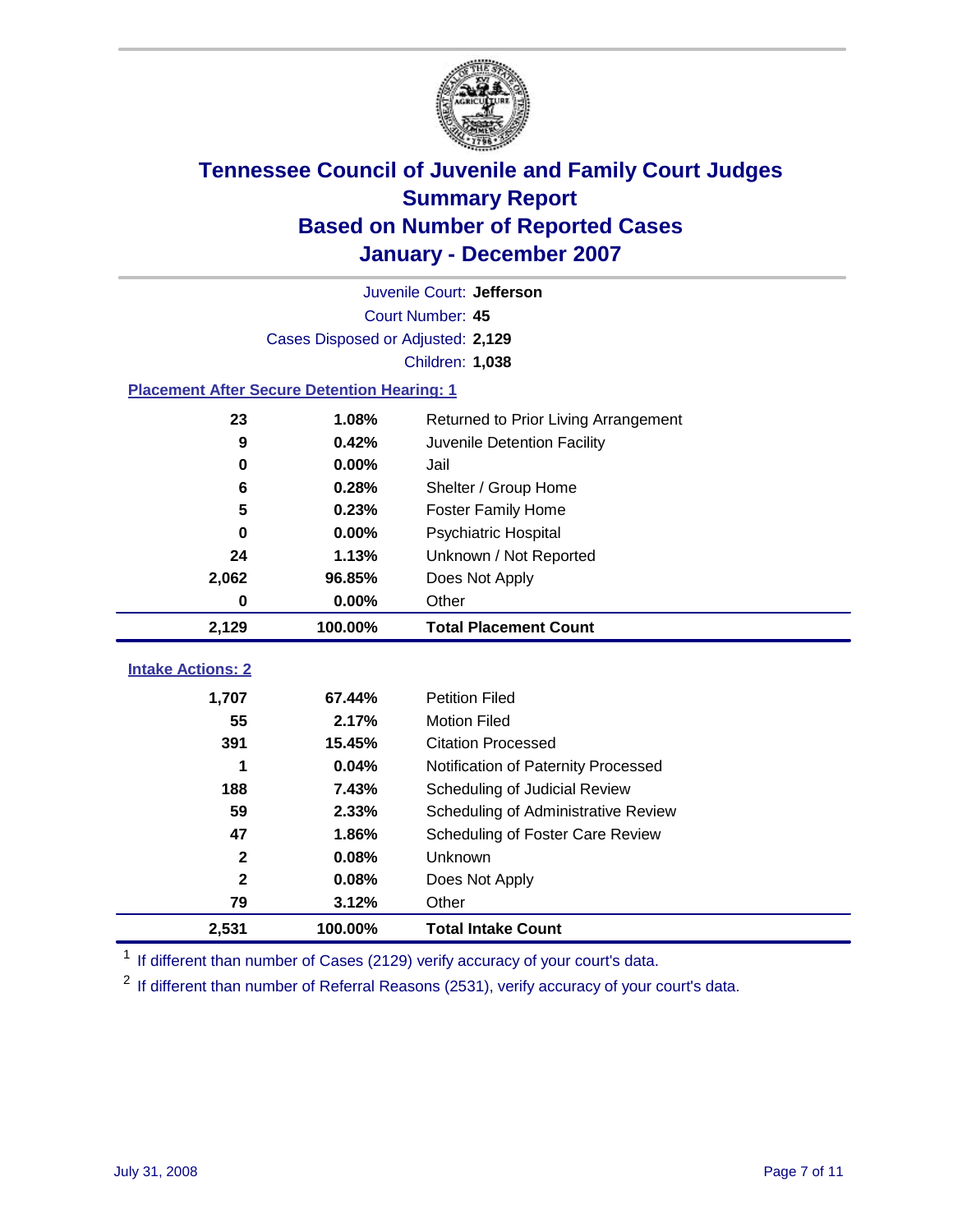# Tennessee Council of Juvenile and Family Court Judges
## Summary Report
## Based on Number of Reported Cases
## January - December 2007

Juvenile Court: **Jefferson**
Court Number: **45**
Cases Disposed or Adjusted: **2,129**
Children: **1,038**

### Placement After Secure Detention Hearing: 1

| Count | Percent | Placement |
|---|---|---|
| 23 | 1.08% | Returned to Prior Living Arrangement |
| 9 | 0.42% | Juvenile Detention Facility |
| 0 | 0.00% | Jail |
| 6 | 0.28% | Shelter / Group Home |
| 5 | 0.23% | Foster Family Home |
| 0 | 0.00% | Psychiatric Hospital |
| 24 | 1.13% | Unknown / Not Reported |
| 2,062 | 96.85% | Does Not Apply |
| 0 | 0.00% | Other |
| **2,129** | **100.00%** | **Total Placement Count** |

### Intake Actions: 2

| Count | Percent | Intake Action |
|---|---|---|
| 1,707 | 67.44% | Petition Filed |
| 55 | 2.17% | Motion Filed |
| 391 | 15.45% | Citation Processed |
| 1 | 0.04% | Notification of Paternity Processed |
| 188 | 7.43% | Scheduling of Judicial Review |
| 59 | 2.33% | Scheduling of Administrative Review |
| 47 | 1.86% | Scheduling of Foster Care Review |
| 2 | 0.08% | Unknown |
| 2 | 0.08% | Does Not Apply |
| 79 | 3.12% | Other |
| **2,531** | **100.00%** | **Total Intake Count** |

[1] If different than number of Cases (2129) verify accuracy of your court's data.

[2] If different than number of Referral Reasons (2531), verify accuracy of your court's data.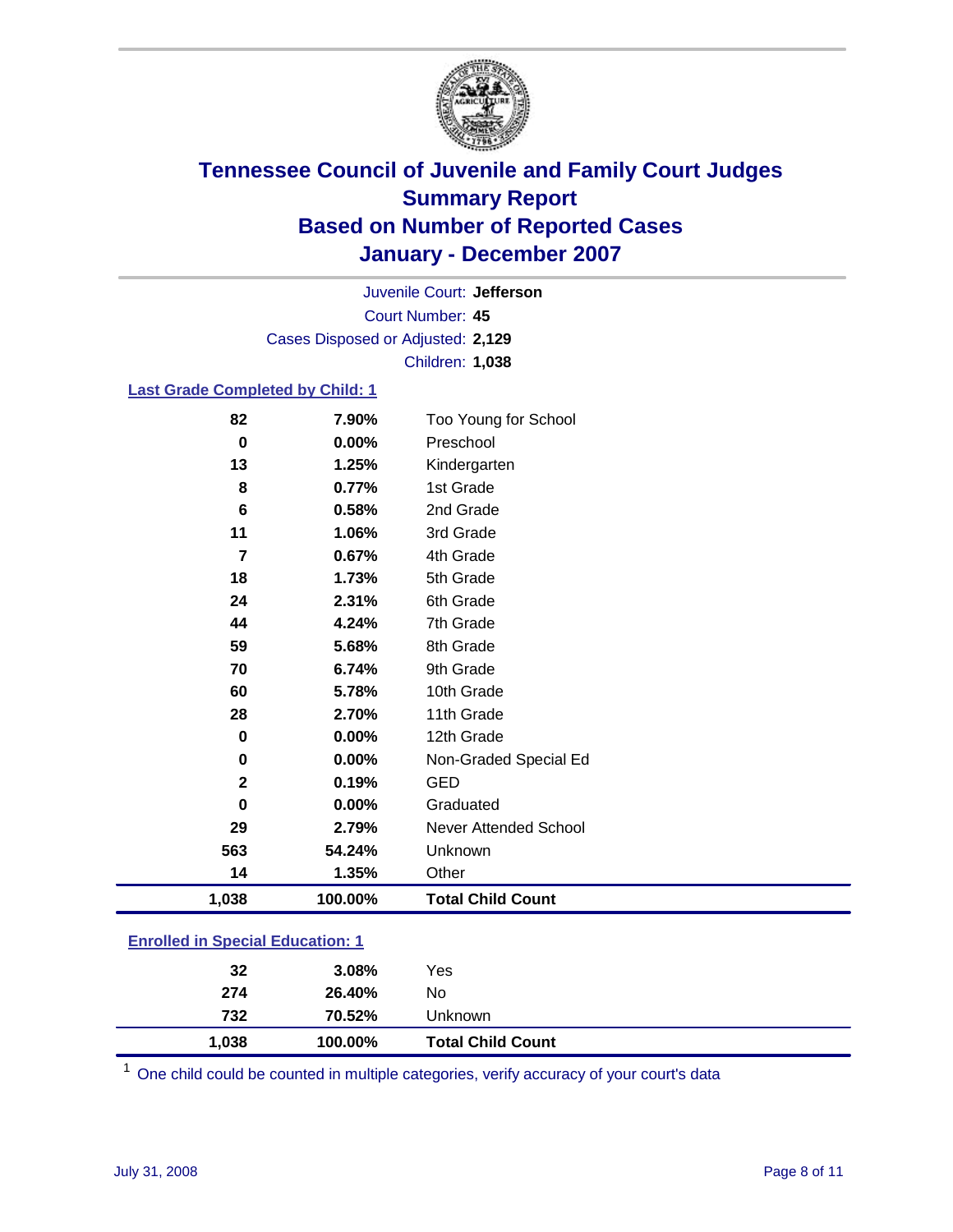# Tennessee Council of Juvenile and Family Court Judges
## Summary Report
## Based on Number of Reported Cases
## January - December 2007

Juvenile Court: **Jefferson**
Court Number: **45**
Cases Disposed or Adjusted: **2,129**
Children: **1,038**

### Last Grade Completed by Child: 1

| | | |
|---|---|---|
| 82 | 7.90% | Too Young for School |
| 0 | 0.00% | Preschool |
| 13 | 1.25% | Kindergarten |
| 8 | 0.77% | 1st Grade |
| 6 | 0.58% | 2nd Grade |
| 11 | 1.06% | 3rd Grade |
| 7 | 0.67% | 4th Grade |
| 18 | 1.73% | 5th Grade |
| 24 | 2.31% | 6th Grade |
| 44 | 4.24% | 7th Grade |
| 59 | 5.68% | 8th Grade |
| 70 | 6.74% | 9th Grade |
| 60 | 5.78% | 10th Grade |
| 28 | 2.70% | 11th Grade |
| 0 | 0.00% | 12th Grade |
| 0 | 0.00% | Non-Graded Special Ed |
| 2 | 0.19% | GED |
| 0 | 0.00% | Graduated |
| 29 | 2.79% | Never Attended School |
| 563 | 54.24% | Unknown |
| 14 | 1.35% | Other |
| **1,038** | **100.00%** | **Total Child Count** |

### Enrolled in Special Education: 1

| | | |
|---|---|---|
| 32 | 3.08% | Yes |
| 274 | 26.40% | No |
| 732 | 70.52% | Unknown |
| **1,038** | **100.00%** | **Total Child Count** |

[1] One child could be counted in multiple categories, verify accuracy of your court's data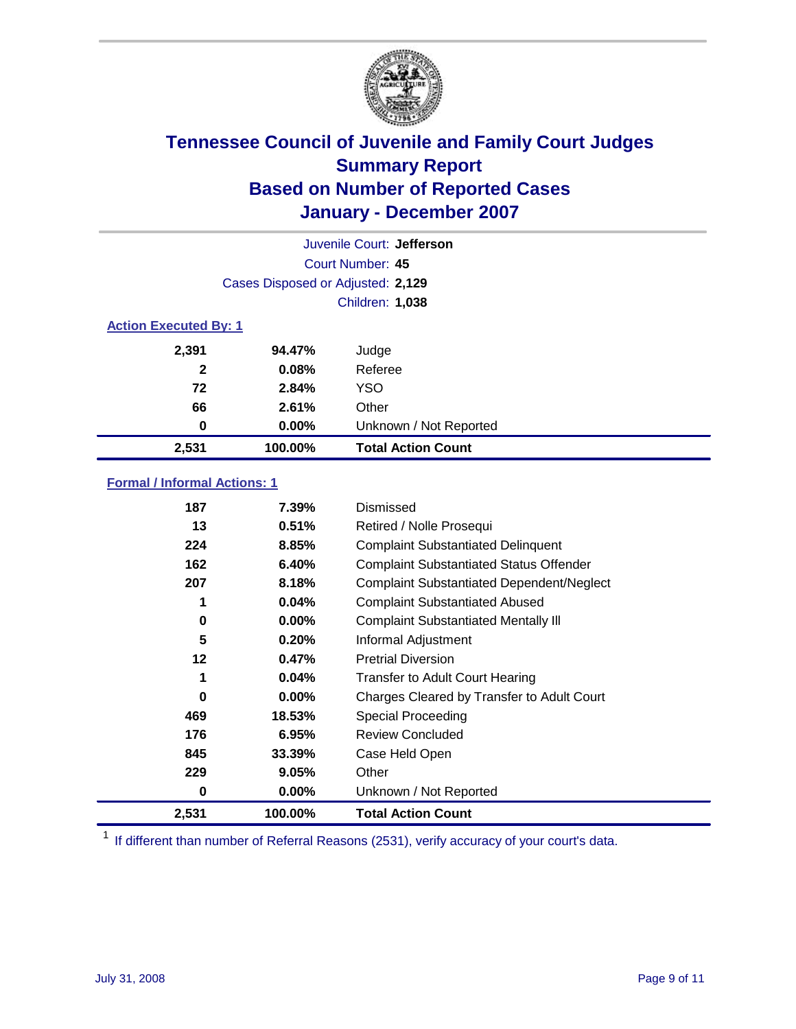# Tennessee Council of Juvenile and Family Court Judges
## Summary Report
## Based on Number of Reported Cases
## January - December 2007

Juvenile Court: **Jefferson**

Court Number: **45**

Cases Disposed or Adjusted: **2,129**

Children: **1,038**

### Action Executed By: 1

| Count | Percent | Action |
|---|---|---|
| 2,391 | 94.47% | Judge |
| 2 | 0.08% | Referee |
| 72 | 2.84% | YSO |
| 66 | 2.61% | Other |
| 0 | 0.00% | Unknown / Not Reported |
| **2,531** | **100.00%** | **Total Action Count** |

### Formal / Informal Actions: 1

| Count | Percent | Action |
|---|---|---|
| 187 | 7.39% | Dismissed |
| 13 | 0.51% | Retired / Nolle Prosequi |
| 224 | 8.85% | Complaint Substantiated Delinquent |
| 162 | 6.40% | Complaint Substantiated Status Offender |
| 207 | 8.18% | Complaint Substantiated Dependent/Neglect |
| 1 | 0.04% | Complaint Substantiated Abused |
| 0 | 0.00% | Complaint Substantiated Mentally Ill |
| 5 | 0.20% | Informal Adjustment |
| 12 | 0.47% | Pretrial Diversion |
| 1 | 0.04% | Transfer to Adult Court Hearing |
| 0 | 0.00% | Charges Cleared by Transfer to Adult Court |
| 469 | 18.53% | Special Proceeding |
| 176 | 6.95% | Review Concluded |
| 845 | 33.39% | Case Held Open |
| 229 | 9.05% | Other |
| 0 | 0.00% | Unknown / Not Reported |
| **2,531** | **100.00%** | **Total Action Count** |

[1] If different than number of Referral Reasons (2531), verify accuracy of your court's data.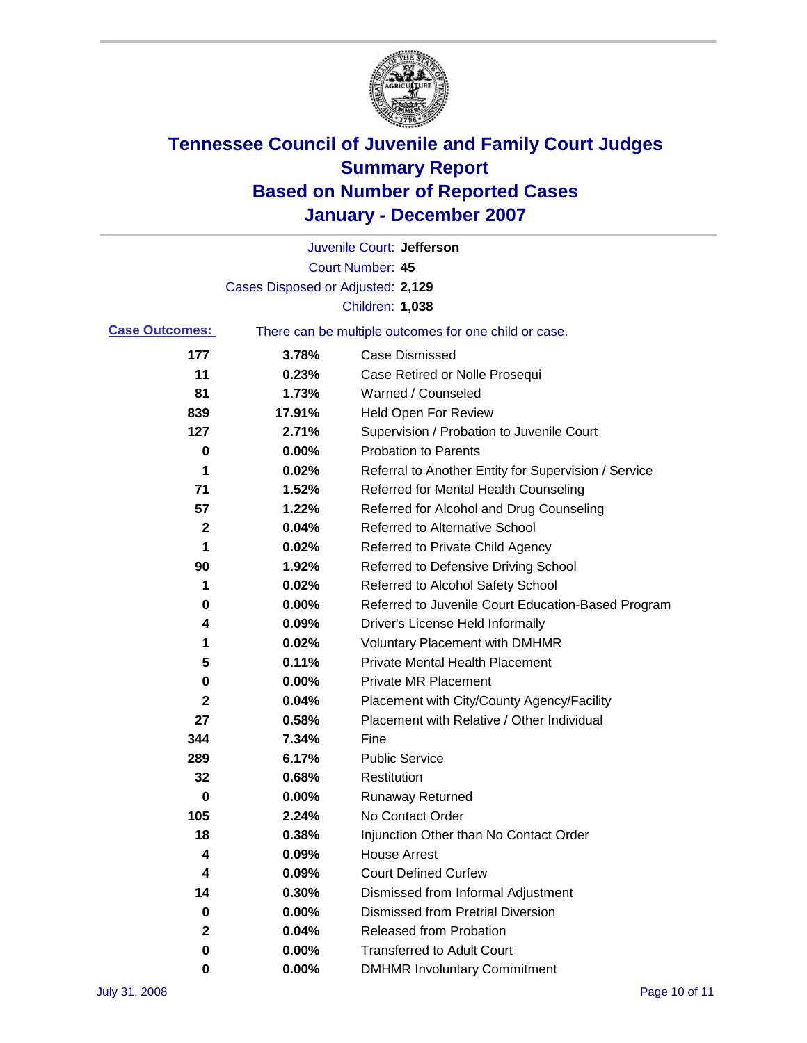# Tennessee Council of Juvenile and Family Court Judges
## Summary Report
## Based on Number of Reported Cases
## January - December 2007

Juvenile Court: **Jefferson**
Court Number: **45**
Cases Disposed or Adjusted: **2,129**
Children: **1,038**

**Case Outcomes:** There can be multiple outcomes for one child or case.

| Count | Percent | Outcome |
|---|---|---|
| 177 | 3.78% | Case Dismissed |
| 11 | 0.23% | Case Retired or Nolle Prosequi |
| 81 | 1.73% | Warned / Counseled |
| 839 | 17.91% | Held Open For Review |
| 127 | 2.71% | Supervision / Probation to Juvenile Court |
| 0 | 0.00% | Probation to Parents |
| 1 | 0.02% | Referral to Another Entity for Supervision / Service |
| 71 | 1.52% | Referred for Mental Health Counseling |
| 57 | 1.22% | Referred for Alcohol and Drug Counseling |
| 2 | 0.04% | Referred to Alternative School |
| 1 | 0.02% | Referred to Private Child Agency |
| 90 | 1.92% | Referred to Defensive Driving School |
| 1 | 0.02% | Referred to Alcohol Safety School |
| 0 | 0.00% | Referred to Juvenile Court Education-Based Program |
| 4 | 0.09% | Driver's License Held Informally |
| 1 | 0.02% | Voluntary Placement with DMHMR |
| 5 | 0.11% | Private Mental Health Placement |
| 0 | 0.00% | Private MR Placement |
| 2 | 0.04% | Placement with City/County Agency/Facility |
| 27 | 0.58% | Placement with Relative / Other Individual |
| 344 | 7.34% | Fine |
| 289 | 6.17% | Public Service |
| 32 | 0.68% | Restitution |
| 0 | 0.00% | Runaway Returned |
| 105 | 2.24% | No Contact Order |
| 18 | 0.38% | Injunction Other than No Contact Order |
| 4 | 0.09% | House Arrest |
| 4 | 0.09% | Court Defined Curfew |
| 14 | 0.30% | Dismissed from Informal Adjustment |
| 0 | 0.00% | Dismissed from Pretrial Diversion |
| 2 | 0.04% | Released from Probation |
| 0 | 0.00% | Transferred to Adult Court |
| 0 | 0.00% | DMHMR Involuntary Commitment |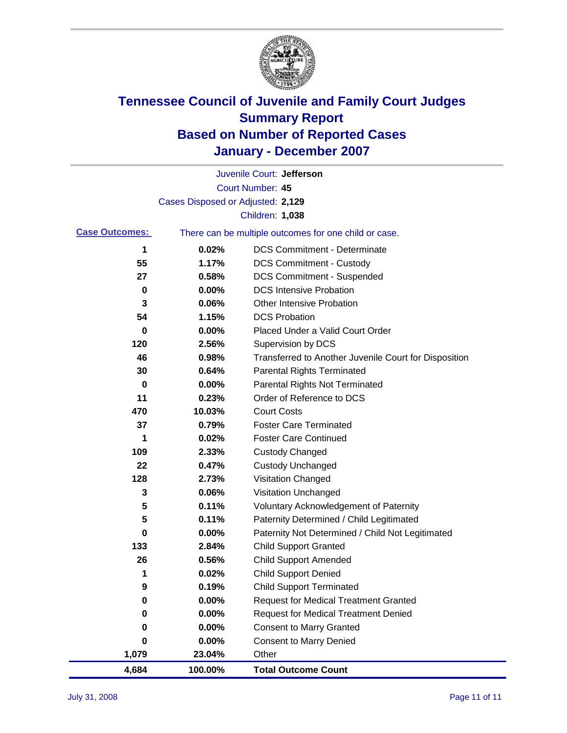# Tennessee Council of Juvenile and Family Court Judges
## Summary Report
## Based on Number of Reported Cases
## January - December 2007

Juvenile Court: **Jefferson**

Court Number: **45**

Cases Disposed or Adjusted: **2,129**

Children: **1,038**

**Case Outcomes:** There can be multiple outcomes for one child or case.

| | | |
|---|---|---|
| 1 | 0.02% | DCS Commitment - Determinate |
| 55 | 1.17% | DCS Commitment - Custody |
| 27 | 0.58% | DCS Commitment - Suspended |
| 0 | 0.00% | DCS Intensive Probation |
| 3 | 0.06% | Other Intensive Probation |
| 54 | 1.15% | DCS Probation |
| 0 | 0.00% | Placed Under a Valid Court Order |
| 120 | 2.56% | Supervision by DCS |
| 46 | 0.98% | Transferred to Another Juvenile Court for Disposition |
| 30 | 0.64% | Parental Rights Terminated |
| 0 | 0.00% | Parental Rights Not Terminated |
| 11 | 0.23% | Order of Reference to DCS |
| 470 | 10.03% | Court Costs |
| 37 | 0.79% | Foster Care Terminated |
| 1 | 0.02% | Foster Care Continued |
| 109 | 2.33% | Custody Changed |
| 22 | 0.47% | Custody Unchanged |
| 128 | 2.73% | Visitation Changed |
| 3 | 0.06% | Visitation Unchanged |
| 5 | 0.11% | Voluntary Acknowledgement of Paternity |
| 5 | 0.11% | Paternity Determined / Child Legitimated |
| 0 | 0.00% | Paternity Not Determined / Child Not Legitimated |
| 133 | 2.84% | Child Support Granted |
| 26 | 0.56% | Child Support Amended |
| 1 | 0.02% | Child Support Denied |
| 9 | 0.19% | Child Support Terminated |
| 0 | 0.00% | Request for Medical Treatment Granted |
| 0 | 0.00% | Request for Medical Treatment Denied |
| 0 | 0.00% | Consent to Marry Granted |
| 0 | 0.00% | Consent to Marry Denied |
| 1,079 | 23.04% | Other |
| **4,684** | **100.00%** | **Total Outcome Count** |

July 31, 2008